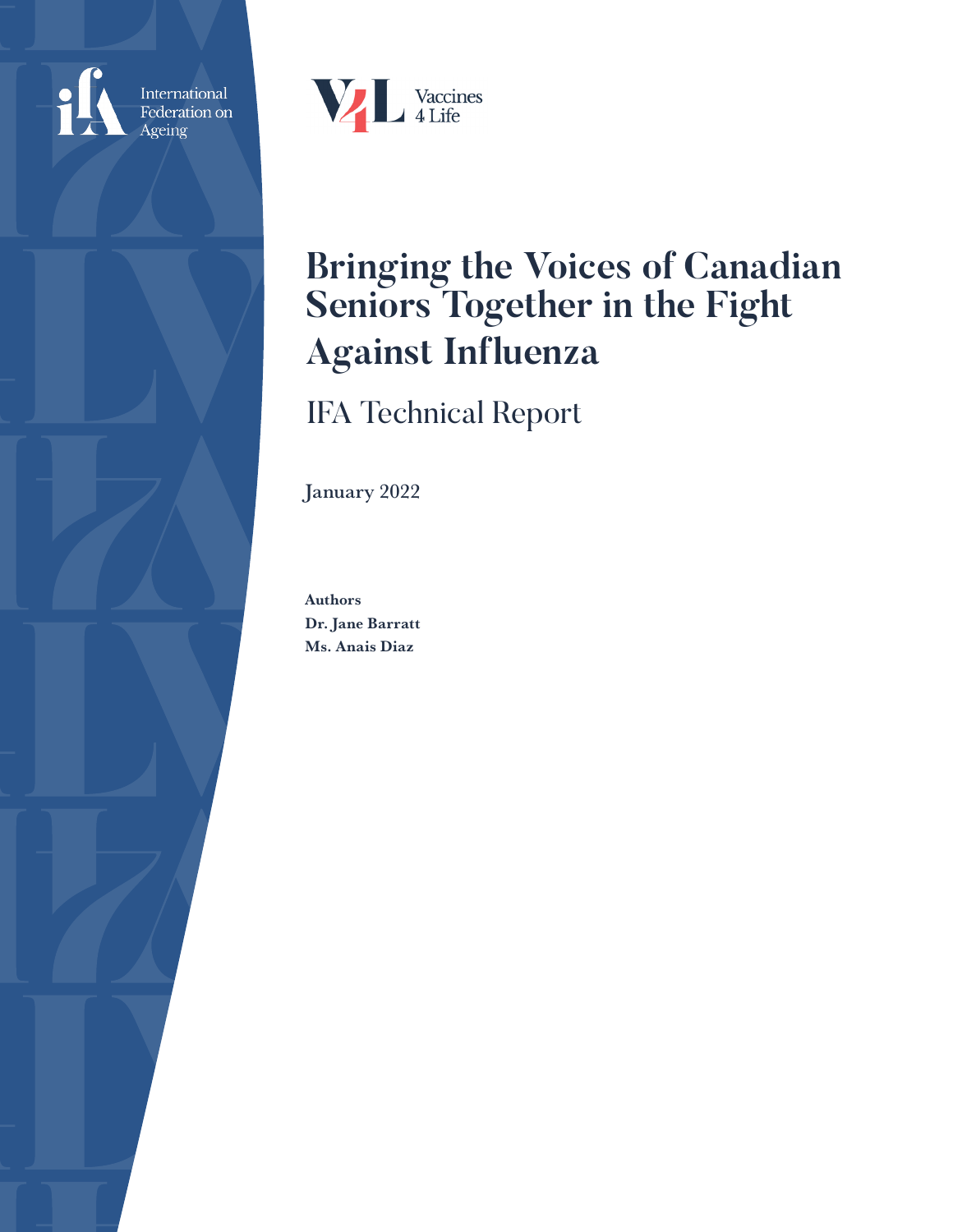International Federation on Ageing

Vaccines 4 Life

# Bringing the Voices of Canadian Seniors Together in the Fight Against Influenza

## IFA Technical Report

**January 2022**

**Authors**
**Dr. Jane Barratt**
**Ms. Anais Diaz**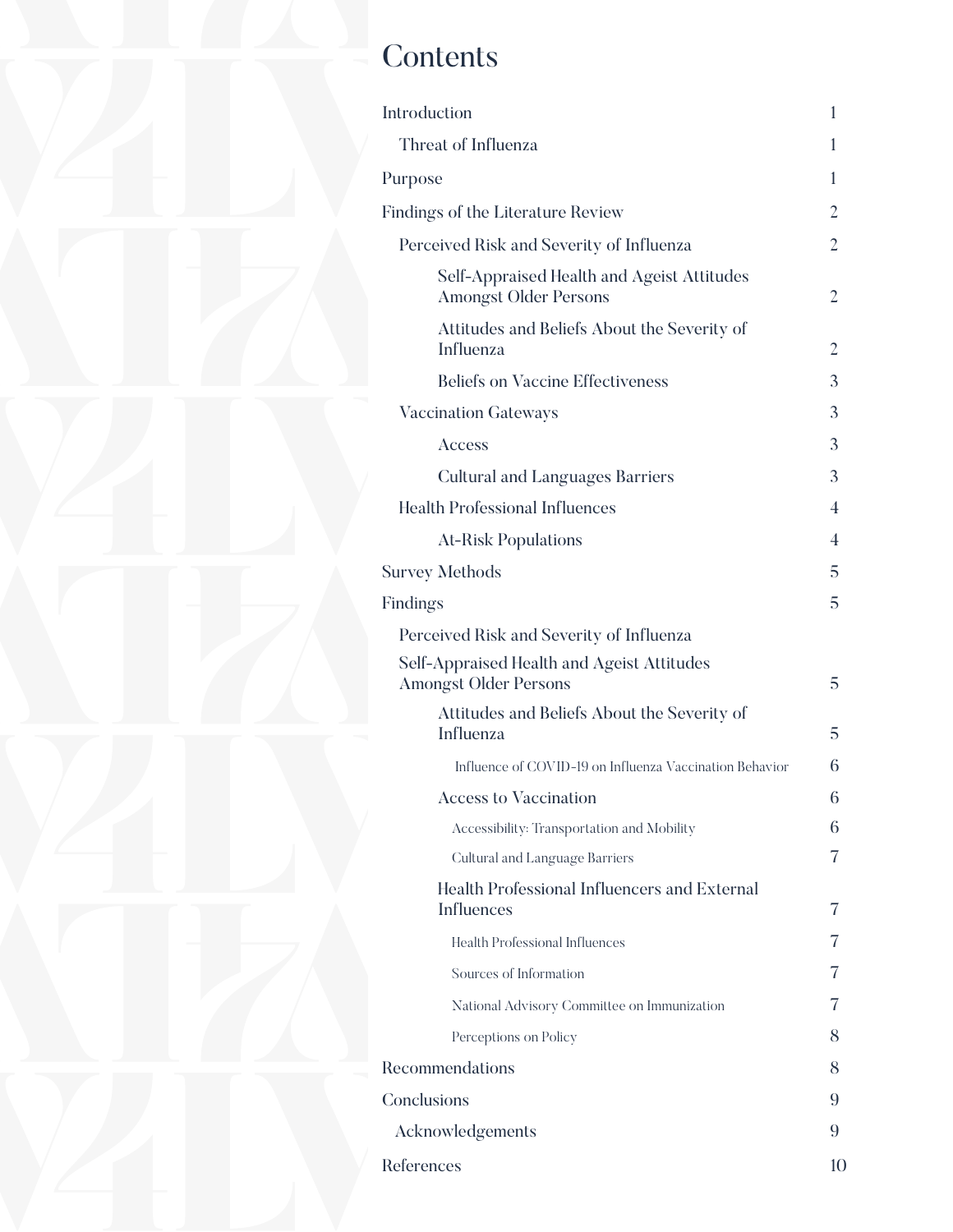# Contents

| | |
|---|---|
| Introduction | 1 |
| Threat of Influenza | 1 |
| Purpose | 1 |
| Findings of the Literature Review | 2 |
| Perceived Risk and Severity of Influenza | 2 |
| Self-Appraised Health and Ageist Attitudes Amongst Older Persons | 2 |
| Attitudes and Beliefs About the Severity of Influenza | 2 |
| Beliefs on Vaccine Effectiveness | 3 |
| Vaccination Gateways | 3 |
| Access | 3 |
| Cultural and Languages Barriers | 3 |
| Health Professional Influences | 4 |
| At-Risk Populations | 4 |
| Survey Methods | 5 |
| Findings | 5 |
| Perceived Risk and Severity of Influenza | |
| Self-Appraised Health and Ageist Attitudes Amongst Older Persons | 5 |
| Attitudes and Beliefs About the Severity of Influenza | 5 |
| Influence of COVID-19 on Influenza Vaccination Behavior | 6 |
| Access to Vaccination | 6 |
| Accessibility: Transportation and Mobility | 6 |
| Cultural and Language Barriers | 7 |
| Health Professional Influencers and External Influences | 7 |
| Health Professional Influences | 7 |
| Sources of Information | 7 |
| National Advisory Committee on Immunization | 7 |
| Perceptions on Policy | 8 |
| Recommendations | 8 |
| Conclusions | 9 |
| Acknowledgements | 9 |
| References | 10 |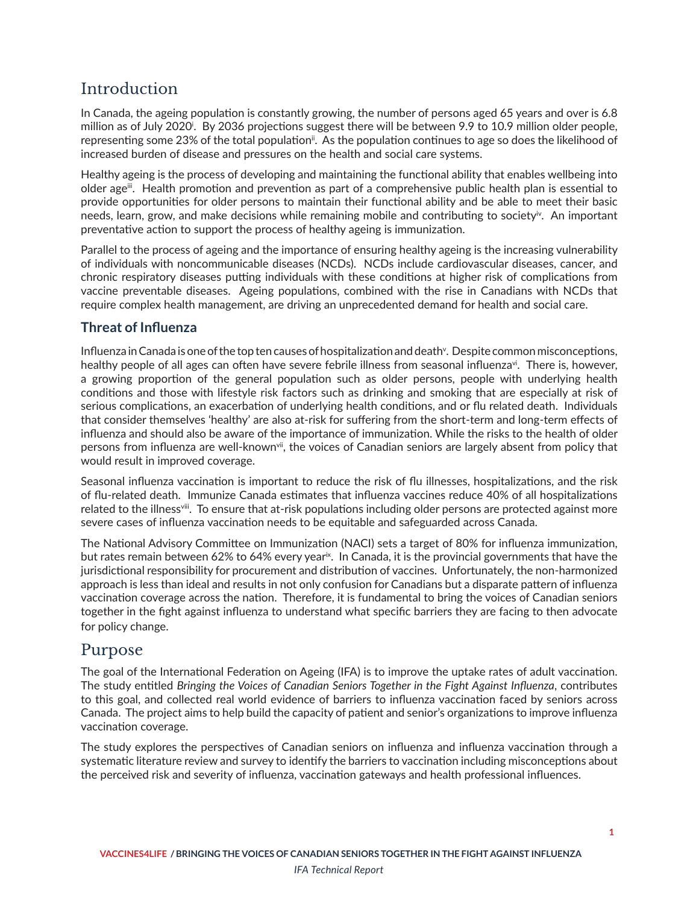# Introduction

In Canada, the ageing population is constantly growing, the number of persons aged 65 years and over is 6.8 million as of July 2020[i]. By 2036 projections suggest there will be between 9.9 to 10.9 million older people, representing some 23% of the total population[ii]. As the population continues to age so does the likelihood of increased burden of disease and pressures on the health and social care systems.

Healthy ageing is the process of developing and maintaining the functional ability that enables wellbeing into older age[iii]. Health promotion and prevention as part of a comprehensive public health plan is essential to provide opportunities for older persons to maintain their functional ability and be able to meet their basic needs, learn, grow, and make decisions while remaining mobile and contributing to society[iv]. An important preventative action to support the process of healthy ageing is immunization.

Parallel to the process of ageing and the importance of ensuring healthy ageing is the increasing vulnerability of individuals with noncommunicable diseases (NCDs). NCDs include cardiovascular diseases, cancer, and chronic respiratory diseases putting individuals with these conditions at higher risk of complications from vaccine preventable diseases. Ageing populations, combined with the rise in Canadians with NCDs that require complex health management, are driving an unprecedented demand for health and social care.

## Threat of Influenza

Influenza in Canada is one of the top ten causes of hospitalization and death[v]. Despite common misconceptions, healthy people of all ages can often have severe febrile illness from seasonal influenza[vi]. There is, however, a growing proportion of the general population such as older persons, people with underlying health conditions and those with lifestyle risk factors such as drinking and smoking that are especially at risk of serious complications, an exacerbation of underlying health conditions, and or flu related death. Individuals that consider themselves 'healthy' are also at-risk for suffering from the short-term and long-term effects of influenza and should also be aware of the importance of immunization. While the risks to the health of older persons from influenza are well-known[vii], the voices of Canadian seniors are largely absent from policy that would result in improved coverage.

Seasonal influenza vaccination is important to reduce the risk of flu illnesses, hospitalizations, and the risk of flu-related death. Immunize Canada estimates that influenza vaccines reduce 40% of all hospitalizations related to the illness[viii]. To ensure that at-risk populations including older persons are protected against more severe cases of influenza vaccination needs to be equitable and safeguarded across Canada.

The National Advisory Committee on Immunization (NACI) sets a target of 80% for influenza immunization, but rates remain between 62% to 64% every year[ix]. In Canada, it is the provincial governments that have the jurisdictional responsibility for procurement and distribution of vaccines. Unfortunately, the non-harmonized approach is less than ideal and results in not only confusion for Canadians but a disparate pattern of influenza vaccination coverage across the nation. Therefore, it is fundamental to bring the voices of Canadian seniors together in the fight against influenza to understand what specific barriers they are facing to then advocate for policy change.

# Purpose

The goal of the International Federation on Ageing (IFA) is to improve the uptake rates of adult vaccination. The study entitled *Bringing the Voices of Canadian Seniors Together in the Fight Against Influenza*, contributes to this goal, and collected real world evidence of barriers to influenza vaccination faced by seniors across Canada. The project aims to help build the capacity of patient and senior's organizations to improve influenza vaccination coverage.

The study explores the perspectives of Canadian seniors on influenza and influenza vaccination through a systematic literature review and survey to identify the barriers to vaccination including misconceptions about the perceived risk and severity of influenza, vaccination gateways and health professional influences.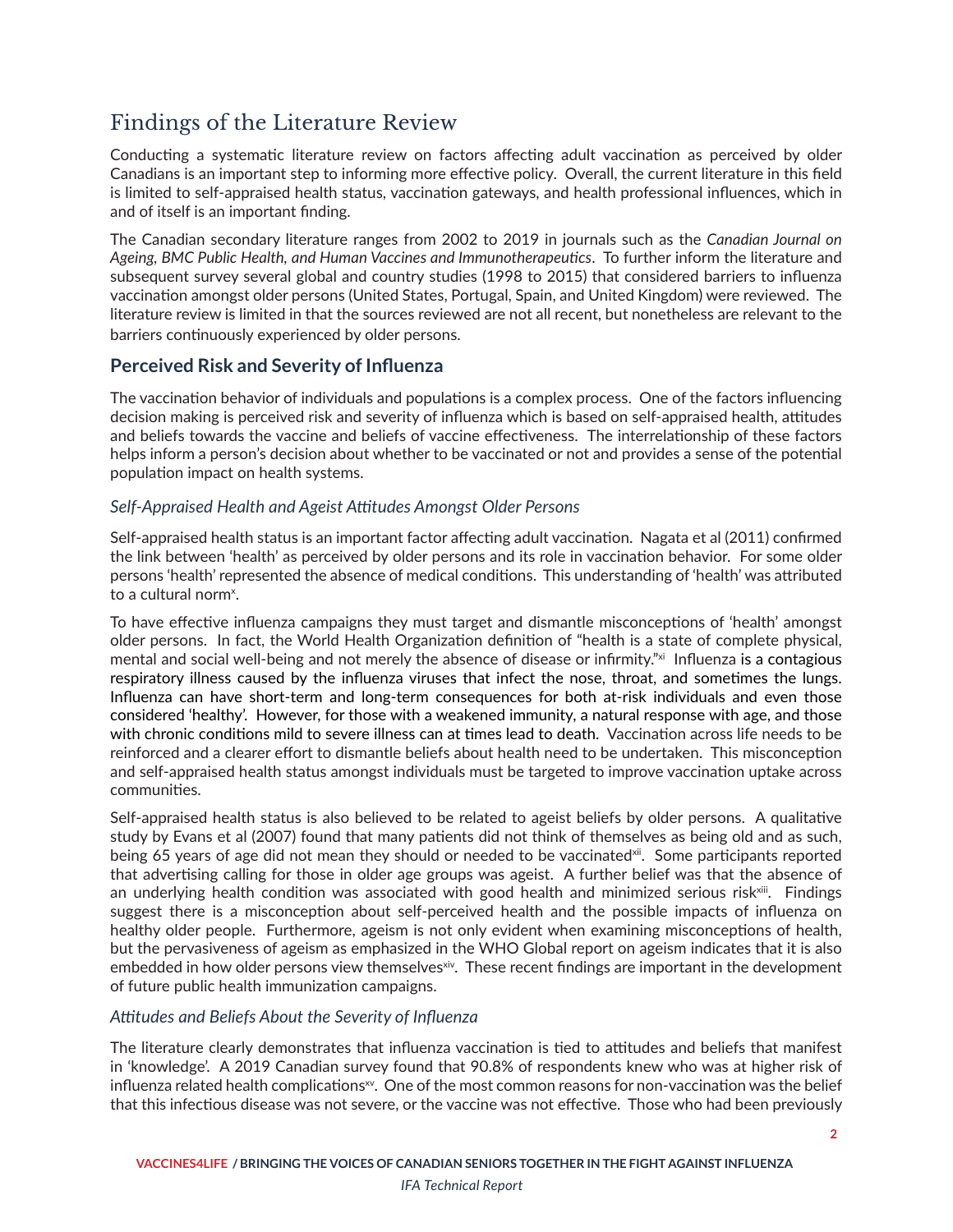# Findings of the Literature Review

Conducting a systematic literature review on factors affecting adult vaccination as perceived by older Canadians is an important step to informing more effective policy. Overall, the current literature in this field is limited to self-appraised health status, vaccination gateways, and health professional influences, which in and of itself is an important finding.

The Canadian secondary literature ranges from 2002 to 2019 in journals such as the *Canadian Journal on Ageing, BMC Public Health, and Human Vaccines and Immunotherapeutics*. To further inform the literature and subsequent survey several global and country studies (1998 to 2015) that considered barriers to influenza vaccination amongst older persons (United States, Portugal, Spain, and United Kingdom) were reviewed. The literature review is limited in that the sources reviewed are not all recent, but nonetheless are relevant to the barriers continuously experienced by older persons.

## Perceived Risk and Severity of Influenza

The vaccination behavior of individuals and populations is a complex process. One of the factors influencing decision making is perceived risk and severity of influenza which is based on self-appraised health, attitudes and beliefs towards the vaccine and beliefs of vaccine effectiveness. The interrelationship of these factors helps inform a person's decision about whether to be vaccinated or not and provides a sense of the potential population impact on health systems.

### *Self-Appraised Health and Ageist Attitudes Amongst Older Persons*

Self-appraised health status is an important factor affecting adult vaccination. Nagata et al (2011) confirmed the link between 'health' as perceived by older persons and its role in vaccination behavior. For some older persons 'health' represented the absence of medical conditions. This understanding of 'health' was attributed to a cultural norm[x].

To have effective influenza campaigns they must target and dismantle misconceptions of 'health' amongst older persons. In fact, the World Health Organization definition of "health is a state of complete physical, mental and social well-being and not merely the absence of disease or infirmity."[xi] Influenza is a contagious respiratory illness caused by the influenza viruses that infect the nose, throat, and sometimes the lungs. Influenza can have short-term and long-term consequences for both at-risk individuals and even those considered 'healthy'. However, for those with a weakened immunity, a natural response with age, and those with chronic conditions mild to severe illness can at times lead to death. Vaccination across life needs to be reinforced and a clearer effort to dismantle beliefs about health need to be undertaken. This misconception and self-appraised health status amongst individuals must be targeted to improve vaccination uptake across communities.

Self-appraised health status is also believed to be related to ageist beliefs by older persons. A qualitative study by Evans et al (2007) found that many patients did not think of themselves as being old and as such, being 65 years of age did not mean they should or needed to be vaccinated[xii]. Some participants reported that advertising calling for those in older age groups was ageist. A further belief was that the absence of an underlying health condition was associated with good health and minimized serious risk[xiii]. Findings suggest there is a misconception about self-perceived health and the possible impacts of influenza on healthy older people. Furthermore, ageism is not only evident when examining misconceptions of health, but the pervasiveness of ageism as emphasized in the WHO Global report on ageism indicates that it is also embedded in how older persons view themselves[xiv]. These recent findings are important in the development of future public health immunization campaigns.

### *Attitudes and Beliefs About the Severity of Influenza*

The literature clearly demonstrates that influenza vaccination is tied to attitudes and beliefs that manifest in 'knowledge'. A 2019 Canadian survey found that 90.8% of respondents knew who was at higher risk of influenza related health complications[xv]. One of the most common reasons for non-vaccination was the belief that this infectious disease was not severe, or the vaccine was not effective. Those who had been previously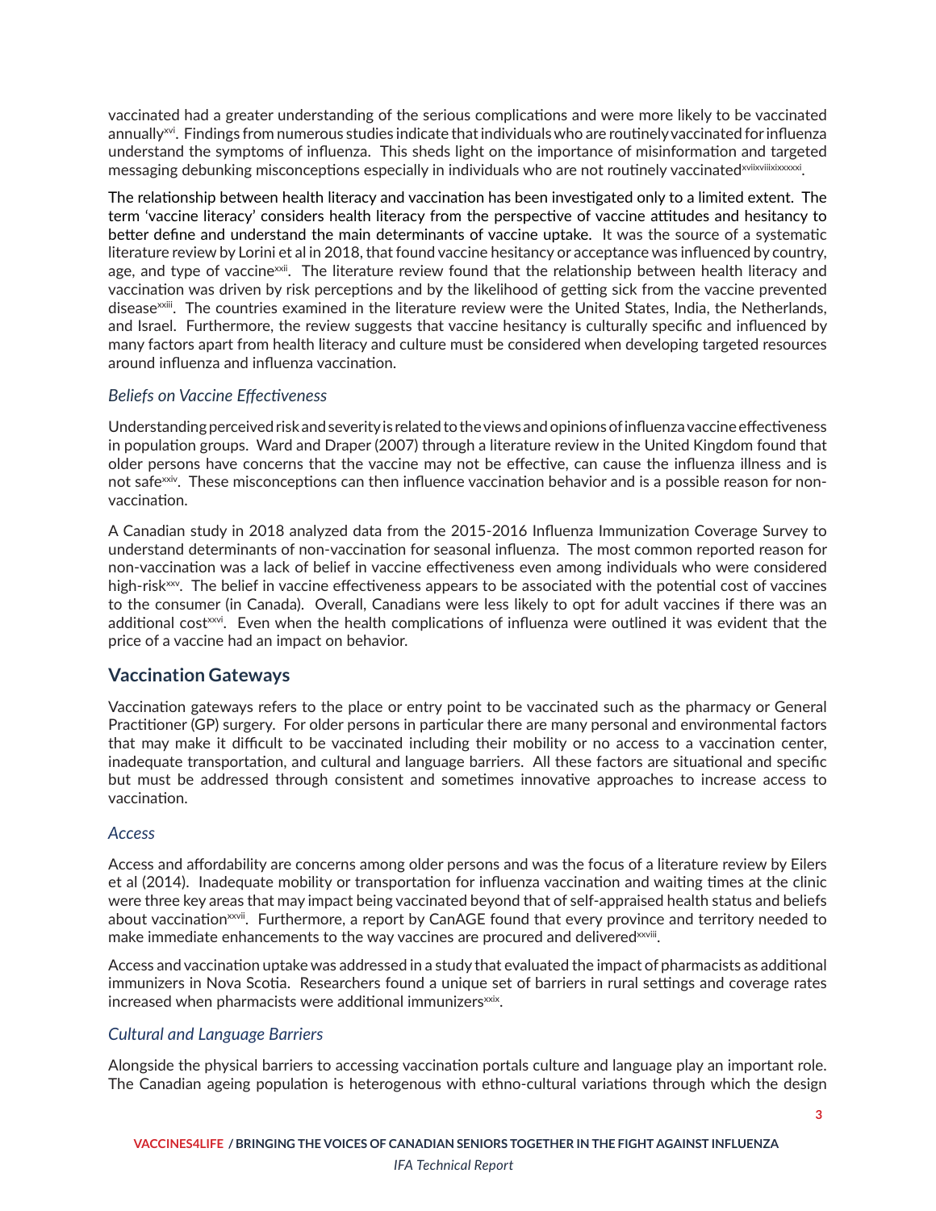vaccinated had a greater understanding of the serious complications and were more likely to be vaccinated annually[xvi]. Findings from numerous studies indicate that individuals who are routinely vaccinated for influenza understand the symptoms of influenza. This sheds light on the importance of misinformation and targeted messaging debunking misconceptions especially in individuals who are not routinely vaccinated[xvii,xviii,xix,xx,xxi].

The relationship between health literacy and vaccination has been investigated only to a limited extent. The term 'vaccine literacy' considers health literacy from the perspective of vaccine attitudes and hesitancy to better define and understand the main determinants of vaccine uptake. It was the source of a systematic literature review by Lorini et al in 2018, that found vaccine hesitancy or acceptance was influenced by country, age, and type of vaccine[xxii]. The literature review found that the relationship between health literacy and vaccination was driven by risk perceptions and by the likelihood of getting sick from the vaccine prevented disease[xxiii]. The countries examined in the literature review were the United States, India, the Netherlands, and Israel. Furthermore, the review suggests that vaccine hesitancy is culturally specific and influenced by many factors apart from health literacy and culture must be considered when developing targeted resources around influenza and influenza vaccination.

### *Beliefs on Vaccine Effectiveness*

Understanding perceived risk and severity is related to the views and opinions of influenza vaccine effectiveness in population groups. Ward and Draper (2007) through a literature review in the United Kingdom found that older persons have concerns that the vaccine may not be effective, can cause the influenza illness and is not safe[xxiv]. These misconceptions can then influence vaccination behavior and is a possible reason for non-vaccination.

A Canadian study in 2018 analyzed data from the 2015-2016 Influenza Immunization Coverage Survey to understand determinants of non-vaccination for seasonal influenza. The most common reported reason for non-vaccination was a lack of belief in vaccine effectiveness even among individuals who were considered high-risk[xxv]. The belief in vaccine effectiveness appears to be associated with the potential cost of vaccines to the consumer (in Canada). Overall, Canadians were less likely to opt for adult vaccines if there was an additional cost[xxvi]. Even when the health complications of influenza were outlined it was evident that the price of a vaccine had an impact on behavior.

## Vaccination Gateways

Vaccination gateways refers to the place or entry point to be vaccinated such as the pharmacy or General Practitioner (GP) surgery. For older persons in particular there are many personal and environmental factors that may make it difficult to be vaccinated including their mobility or no access to a vaccination center, inadequate transportation, and cultural and language barriers. All these factors are situational and specific but must be addressed through consistent and sometimes innovative approaches to increase access to vaccination.

### *Access*

Access and affordability are concerns among older persons and was the focus of a literature review by Eilers et al (2014). Inadequate mobility or transportation for influenza vaccination and waiting times at the clinic were three key areas that may impact being vaccinated beyond that of self-appraised health status and beliefs about vaccination[xxvii]. Furthermore, a report by CanAGE found that every province and territory needed to make immediate enhancements to the way vaccines are procured and delivered[xxviii].

Access and vaccination uptake was addressed in a study that evaluated the impact of pharmacists as additional immunizers in Nova Scotia. Researchers found a unique set of barriers in rural settings and coverage rates increased when pharmacists were additional immunizers[xxix].

### *Cultural and Language Barriers*

Alongside the physical barriers to accessing vaccination portals culture and language play an important role. The Canadian ageing population is heterogenous with ethno-cultural variations through which the design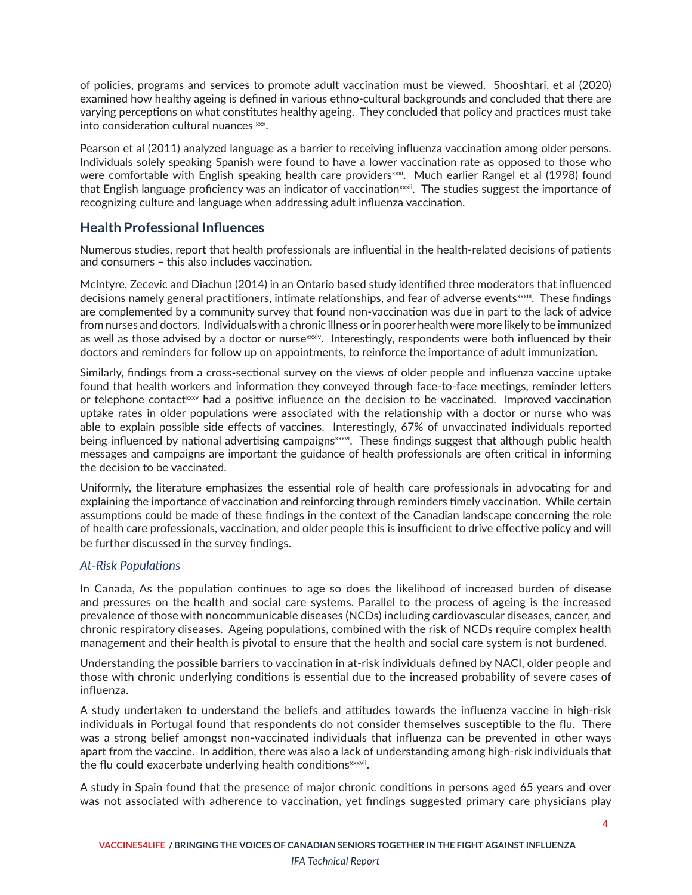of policies, programs and services to promote adult vaccination must be viewed. Shooshtari, et al (2020) examined how healthy ageing is defined in various ethno-cultural backgrounds and concluded that there are varying perceptions on what constitutes healthy ageing. They concluded that policy and practices must take into consideration cultural nuances [xxx].

Pearson et al (2011) analyzed language as a barrier to receiving influenza vaccination among older persons. Individuals solely speaking Spanish were found to have a lower vaccination rate as opposed to those who were comfortable with English speaking health care providers[xxxi]. Much earlier Rangel et al (1998) found that English language proficiency was an indicator of vaccination[xxxii]. The studies suggest the importance of recognizing culture and language when addressing adult influenza vaccination.

## Health Professional Influences

Numerous studies, report that health professionals are influential in the health-related decisions of patients and consumers – this also includes vaccination.

McIntyre, Zecevic and Diachun (2014) in an Ontario based study identified three moderators that influenced decisions namely general practitioners, intimate relationships, and fear of adverse events[xxxiii]. These findings are complemented by a community survey that found non-vaccination was due in part to the lack of advice from nurses and doctors. Individuals with a chronic illness or in poorer health were more likely to be immunized as well as those advised by a doctor or nurse[xxxiv]. Interestingly, respondents were both influenced by their doctors and reminders for follow up on appointments, to reinforce the importance of adult immunization.

Similarly, findings from a cross-sectional survey on the views of older people and influenza vaccine uptake found that health workers and information they conveyed through face-to-face meetings, reminder letters or telephone contact[xxxv] had a positive influence on the decision to be vaccinated. Improved vaccination uptake rates in older populations were associated with the relationship with a doctor or nurse who was able to explain possible side effects of vaccines. Interestingly, 67% of unvaccinated individuals reported being influenced by national advertising campaigns[xxxvi]. These findings suggest that although public health messages and campaigns are important the guidance of health professionals are often critical in informing the decision to be vaccinated.

Uniformly, the literature emphasizes the essential role of health care professionals in advocating for and explaining the importance of vaccination and reinforcing through reminders timely vaccination. While certain assumptions could be made of these findings in the context of the Canadian landscape concerning the role of health care professionals, vaccination, and older people this is insufficient to drive effective policy and will be further discussed in the survey findings.

### *At-Risk Populations*

In Canada, As the population continues to age so does the likelihood of increased burden of disease and pressures on the health and social care systems. Parallel to the process of ageing is the increased prevalence of those with noncommunicable diseases (NCDs) including cardiovascular diseases, cancer, and chronic respiratory diseases. Ageing populations, combined with the risk of NCDs require complex health management and their health is pivotal to ensure that the health and social care system is not burdened.

Understanding the possible barriers to vaccination in at-risk individuals defined by NACI, older people and those with chronic underlying conditions is essential due to the increased probability of severe cases of influenza.

A study undertaken to understand the beliefs and attitudes towards the influenza vaccine in high-risk individuals in Portugal found that respondents do not consider themselves susceptible to the flu. There was a strong belief amongst non-vaccinated individuals that influenza can be prevented in other ways apart from the vaccine. In addition, there was also a lack of understanding among high-risk individuals that the flu could exacerbate underlying health conditions[xxxvii].

A study in Spain found that the presence of major chronic conditions in persons aged 65 years and over was not associated with adherence to vaccination, yet findings suggested primary care physicians play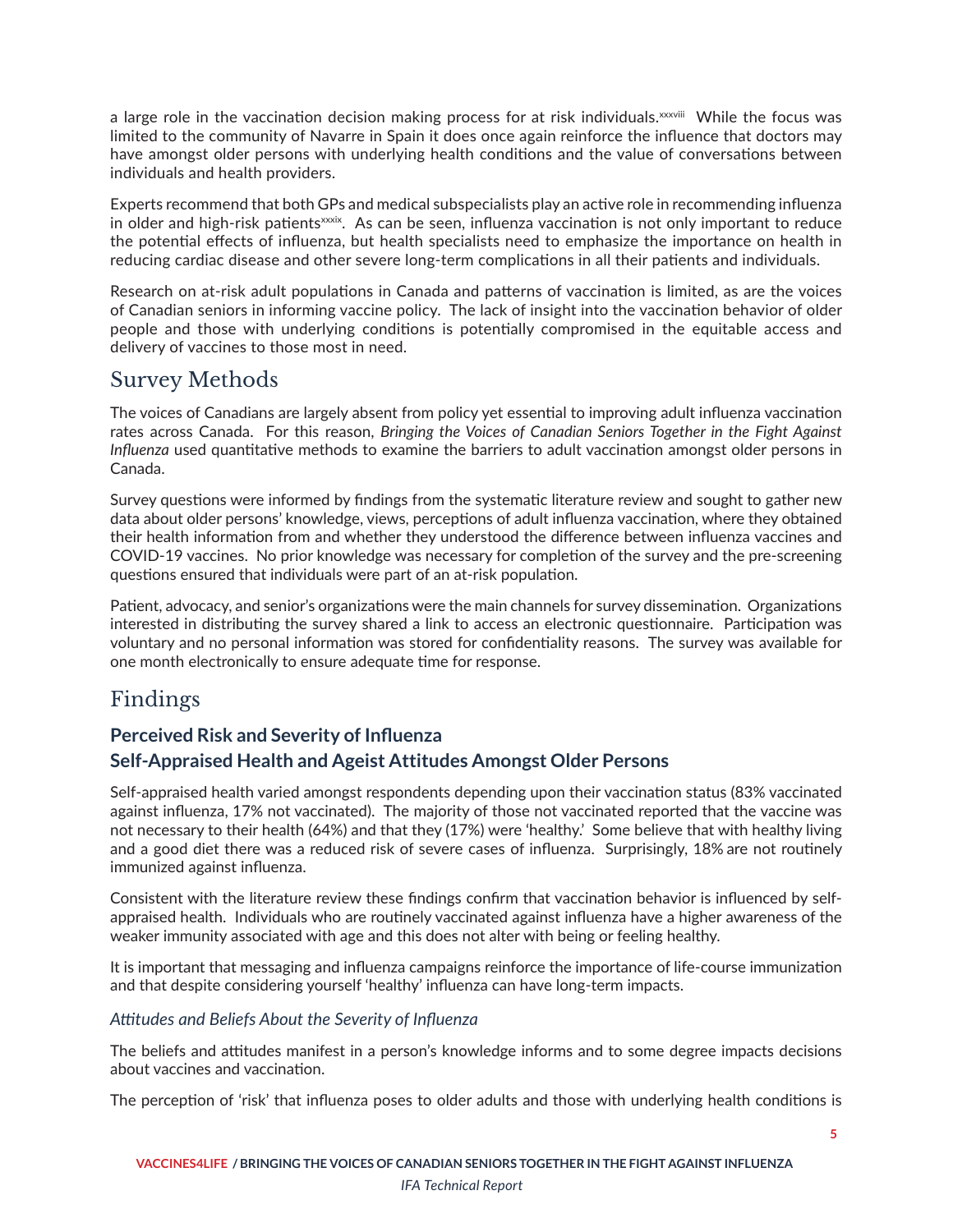a large role in the vaccination decision making process for at risk individuals.[xxxviii] While the focus was limited to the community of Navarre in Spain it does once again reinforce the influence that doctors may have amongst older persons with underlying health conditions and the value of conversations between individuals and health providers.

Experts recommend that both GPs and medical subspecialists play an active role in recommending influenza in older and high-risk patients[xxxix]. As can be seen, influenza vaccination is not only important to reduce the potential effects of influenza, but health specialists need to emphasize the importance on health in reducing cardiac disease and other severe long-term complications in all their patients and individuals.

Research on at-risk adult populations in Canada and patterns of vaccination is limited, as are the voices of Canadian seniors in informing vaccine policy. The lack of insight into the vaccination behavior of older people and those with underlying conditions is potentially compromised in the equitable access and delivery of vaccines to those most in need.

## Survey Methods

The voices of Canadians are largely absent from policy yet essential to improving adult influenza vaccination rates across Canada. For this reason, *Bringing the Voices of Canadian Seniors Together in the Fight Against Influenza* used quantitative methods to examine the barriers to adult vaccination amongst older persons in Canada.

Survey questions were informed by findings from the systematic literature review and sought to gather new data about older persons' knowledge, views, perceptions of adult influenza vaccination, where they obtained their health information from and whether they understood the difference between influenza vaccines and COVID-19 vaccines. No prior knowledge was necessary for completion of the survey and the pre-screening questions ensured that individuals were part of an at-risk population.

Patient, advocacy, and senior's organizations were the main channels for survey dissemination. Organizations interested in distributing the survey shared a link to access an electronic questionnaire. Participation was voluntary and no personal information was stored for confidentiality reasons. The survey was available for one month electronically to ensure adequate time for response.

## Findings

### Perceived Risk and Severity of Influenza

### Self-Appraised Health and Ageist Attitudes Amongst Older Persons

Self-appraised health varied amongst respondents depending upon their vaccination status (83% vaccinated against influenza, 17% not vaccinated). The majority of those not vaccinated reported that the vaccine was not necessary to their health (64%) and that they (17%) were 'healthy.' Some believe that with healthy living and a good diet there was a reduced risk of severe cases of influenza. Surprisingly, 18% are not routinely immunized against influenza.

Consistent with the literature review these findings confirm that vaccination behavior is influenced by self-appraised health. Individuals who are routinely vaccinated against influenza have a higher awareness of the weaker immunity associated with age and this does not alter with being or feeling healthy.

It is important that messaging and influenza campaigns reinforce the importance of life-course immunization and that despite considering yourself 'healthy' influenza can have long-term impacts.

#### *Attitudes and Beliefs About the Severity of Influenza*

The beliefs and attitudes manifest in a person's knowledge informs and to some degree impacts decisions about vaccines and vaccination.

The perception of 'risk' that influenza poses to older adults and those with underlying health conditions is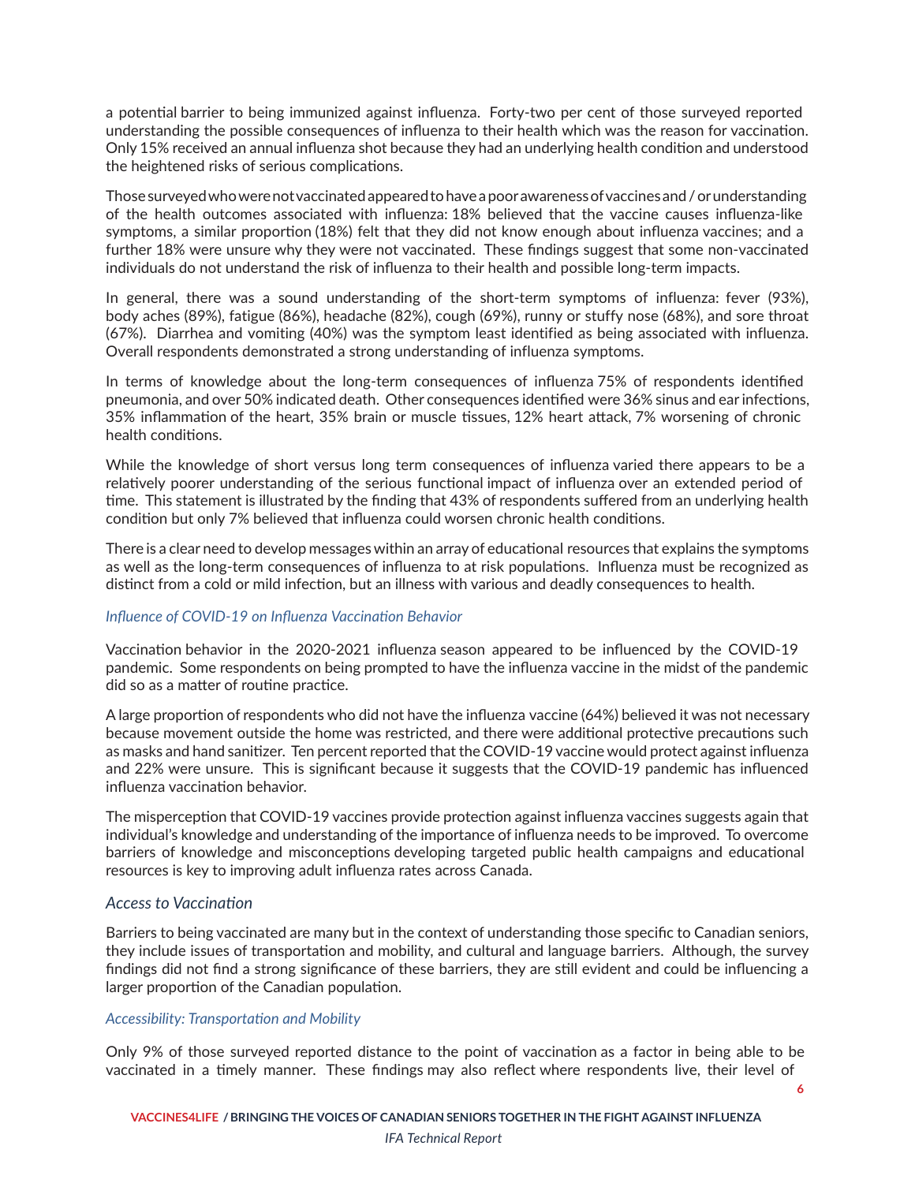a potential barrier to being immunized against influenza. Forty-two per cent of those surveyed reported understanding the possible consequences of influenza to their health which was the reason for vaccination. Only 15% received an annual influenza shot because they had an underlying health condition and understood the heightened risks of serious complications.

Those surveyed who were not vaccinated appeared to have a poor awareness of vaccines and / or understanding of the health outcomes associated with influenza: 18% believed that the vaccine causes influenza-like symptoms, a similar proportion (18%) felt that they did not know enough about influenza vaccines; and a further 18% were unsure why they were not vaccinated. These findings suggest that some non-vaccinated individuals do not understand the risk of influenza to their health and possible long-term impacts.

In general, there was a sound understanding of the short-term symptoms of influenza: fever (93%), body aches (89%), fatigue (86%), headache (82%), cough (69%), runny or stuffy nose (68%), and sore throat (67%). Diarrhea and vomiting (40%) was the symptom least identified as being associated with influenza. Overall respondents demonstrated a strong understanding of influenza symptoms.

In terms of knowledge about the long-term consequences of influenza 75% of respondents identified pneumonia, and over 50% indicated death. Other consequences identified were 36% sinus and ear infections, 35% inflammation of the heart, 35% brain or muscle tissues, 12% heart attack, 7% worsening of chronic health conditions.

While the knowledge of short versus long term consequences of influenza varied there appears to be a relatively poorer understanding of the serious functional impact of influenza over an extended period of time. This statement is illustrated by the finding that 43% of respondents suffered from an underlying health condition but only 7% believed that influenza could worsen chronic health conditions.

There is a clear need to develop messages within an array of educational resources that explains the symptoms as well as the long-term consequences of influenza to at risk populations. Influenza must be recognized as distinct from a cold or mild infection, but an illness with various and deadly consequences to health.

#### *Influence of COVID-19 on Influenza Vaccination Behavior*

Vaccination behavior in the 2020-2021 influenza season appeared to be influenced by the COVID-19 pandemic. Some respondents on being prompted to have the influenza vaccine in the midst of the pandemic did so as a matter of routine practice.

A large proportion of respondents who did not have the influenza vaccine (64%) believed it was not necessary because movement outside the home was restricted, and there were additional protective precautions such as masks and hand sanitizer. Ten percent reported that the COVID-19 vaccine would protect against influenza and 22% were unsure. This is significant because it suggests that the COVID-19 pandemic has influenced influenza vaccination behavior.

The misperception that COVID-19 vaccines provide protection against influenza vaccines suggests again that individual's knowledge and understanding of the importance of influenza needs to be improved. To overcome barriers of knowledge and misconceptions developing targeted public health campaigns and educational resources is key to improving adult influenza rates across Canada.

### *Access to Vaccination*

Barriers to being vaccinated are many but in the context of understanding those specific to Canadian seniors, they include issues of transportation and mobility, and cultural and language barriers. Although, the survey findings did not find a strong significance of these barriers, they are still evident and could be influencing a larger proportion of the Canadian population.

#### *Accessibility: Transportation and Mobility*

Only 9% of those surveyed reported distance to the point of vaccination as a factor in being able to be vaccinated in a timely manner. These findings may also reflect where respondents live, their level of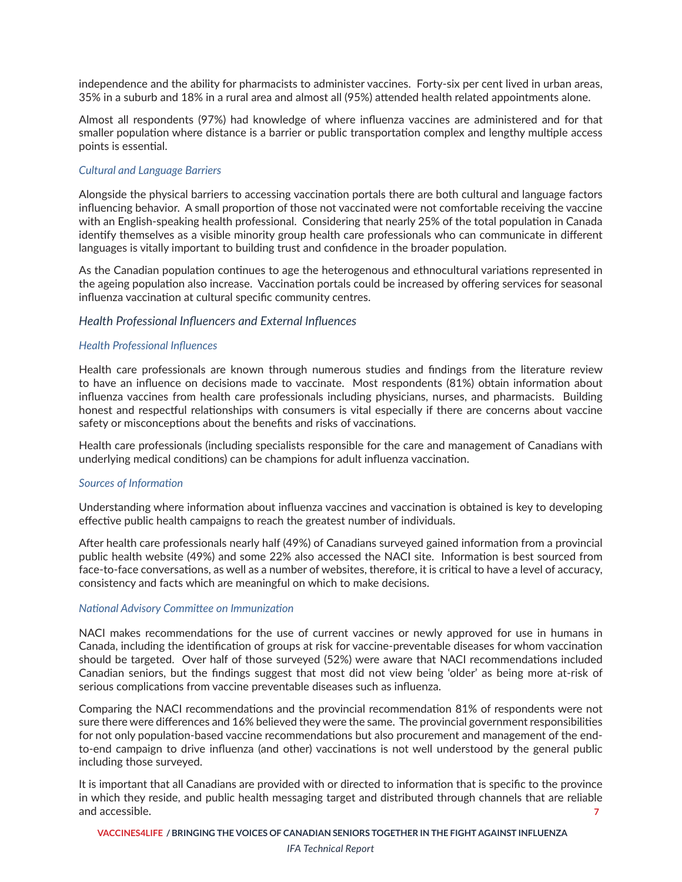independence and the ability for pharmacists to administer vaccines. Forty-six per cent lived in urban areas, 35% in a suburb and 18% in a rural area and almost all (95%) attended health related appointments alone.

Almost all respondents (97%) had knowledge of where influenza vaccines are administered and for that smaller population where distance is a barrier or public transportation complex and lengthy multiple access points is essential.

### *Cultural and Language Barriers*

Alongside the physical barriers to accessing vaccination portals there are both cultural and language factors influencing behavior. A small proportion of those not vaccinated were not comfortable receiving the vaccine with an English-speaking health professional. Considering that nearly 25% of the total population in Canada identify themselves as a visible minority group health care professionals who can communicate in different languages is vitally important to building trust and confidence in the broader population.

As the Canadian population continues to age the heterogenous and ethnocultural variations represented in the ageing population also increase. Vaccination portals could be increased by offering services for seasonal influenza vaccination at cultural specific community centres.

## *Health Professional Influencers and External Influences*

### *Health Professional Influences*

Health care professionals are known through numerous studies and findings from the literature review to have an influence on decisions made to vaccinate. Most respondents (81%) obtain information about influenza vaccines from health care professionals including physicians, nurses, and pharmacists. Building honest and respectful relationships with consumers is vital especially if there are concerns about vaccine safety or misconceptions about the benefits and risks of vaccinations.

Health care professionals (including specialists responsible for the care and management of Canadians with underlying medical conditions) can be champions for adult influenza vaccination.

### *Sources of Information*

Understanding where information about influenza vaccines and vaccination is obtained is key to developing effective public health campaigns to reach the greatest number of individuals.

After health care professionals nearly half (49%) of Canadians surveyed gained information from a provincial public health website (49%) and some 22% also accessed the NACI site. Information is best sourced from face-to-face conversations, as well as a number of websites, therefore, it is critical to have a level of accuracy, consistency and facts which are meaningful on which to make decisions.

### *National Advisory Committee on Immunization*

NACI makes recommendations for the use of current vaccines or newly approved for use in humans in Canada, including the identification of groups at risk for vaccine-preventable diseases for whom vaccination should be targeted. Over half of those surveyed (52%) were aware that NACI recommendations included Canadian seniors, but the findings suggest that most did not view being 'older' as being more at-risk of serious complications from vaccine preventable diseases such as influenza.

Comparing the NACI recommendations and the provincial recommendation 81% of respondents were not sure there were differences and 16% believed they were the same. The provincial government responsibilities for not only population-based vaccine recommendations but also procurement and management of the end-to-end campaign to drive influenza (and other) vaccinations is not well understood by the general public including those surveyed.

It is important that all Canadians are provided with or directed to information that is specific to the province in which they reside, and public health messaging target and distributed through channels that are reliable and accessible.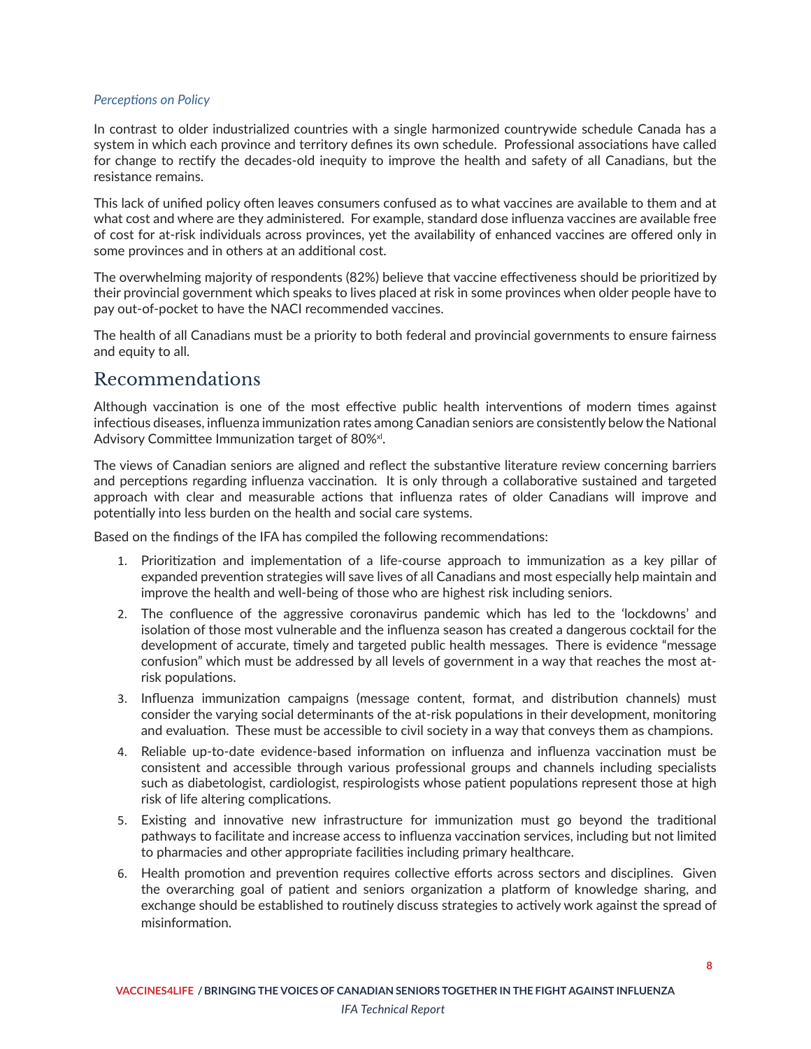*Perceptions on Policy*

In contrast to older industrialized countries with a single harmonized countrywide schedule Canada has a system in which each province and territory defines its own schedule. Professional associations have called for change to rectify the decades-old inequity to improve the health and safety of all Canadians, but the resistance remains.

This lack of unified policy often leaves consumers confused as to what vaccines are available to them and at what cost and where are they administered. For example, standard dose influenza vaccines are available free of cost for at-risk individuals across provinces, yet the availability of enhanced vaccines are offered only in some provinces and in others at an additional cost.

The overwhelming majority of respondents (82%) believe that vaccine effectiveness should be prioritized by their provincial government which speaks to lives placed at risk in some provinces when older people have to pay out-of-pocket to have the NACI recommended vaccines.

The health of all Canadians must be a priority to both federal and provincial governments to ensure fairness and equity to all.

## Recommendations

Although vaccination is one of the most effective public health interventions of modern times against infectious diseases, influenza immunization rates among Canadian seniors are consistently below the National Advisory Committee Immunization target of 80%[xl].

The views of Canadian seniors are aligned and reflect the substantive literature review concerning barriers and perceptions regarding influenza vaccination. It is only through a collaborative sustained and targeted approach with clear and measurable actions that influenza rates of older Canadians will improve and potentially into less burden on the health and social care systems.

Based on the findings of the IFA has compiled the following recommendations:

1. Prioritization and implementation of a life-course approach to immunization as a key pillar of expanded prevention strategies will save lives of all Canadians and most especially help maintain and improve the health and well-being of those who are highest risk including seniors.
2. The confluence of the aggressive coronavirus pandemic which has led to the 'lockdowns' and isolation of those most vulnerable and the influenza season has created a dangerous cocktail for the development of accurate, timely and targeted public health messages. There is evidence "message confusion" which must be addressed by all levels of government in a way that reaches the most at-risk populations.
3. Influenza immunization campaigns (message content, format, and distribution channels) must consider the varying social determinants of the at-risk populations in their development, monitoring and evaluation. These must be accessible to civil society in a way that conveys them as champions.
4. Reliable up-to-date evidence-based information on influenza and influenza vaccination must be consistent and accessible through various professional groups and channels including specialists such as diabetologist, cardiologist, respirologists whose patient populations represent those at high risk of life altering complications.
5. Existing and innovative new infrastructure for immunization must go beyond the traditional pathways to facilitate and increase access to influenza vaccination services, including but not limited to pharmacies and other appropriate facilities including primary healthcare.
6. Health promotion and prevention requires collective efforts across sectors and disciplines. Given the overarching goal of patient and seniors organization a platform of knowledge sharing, and exchange should be established to routinely discuss strategies to actively work against the spread of misinformation.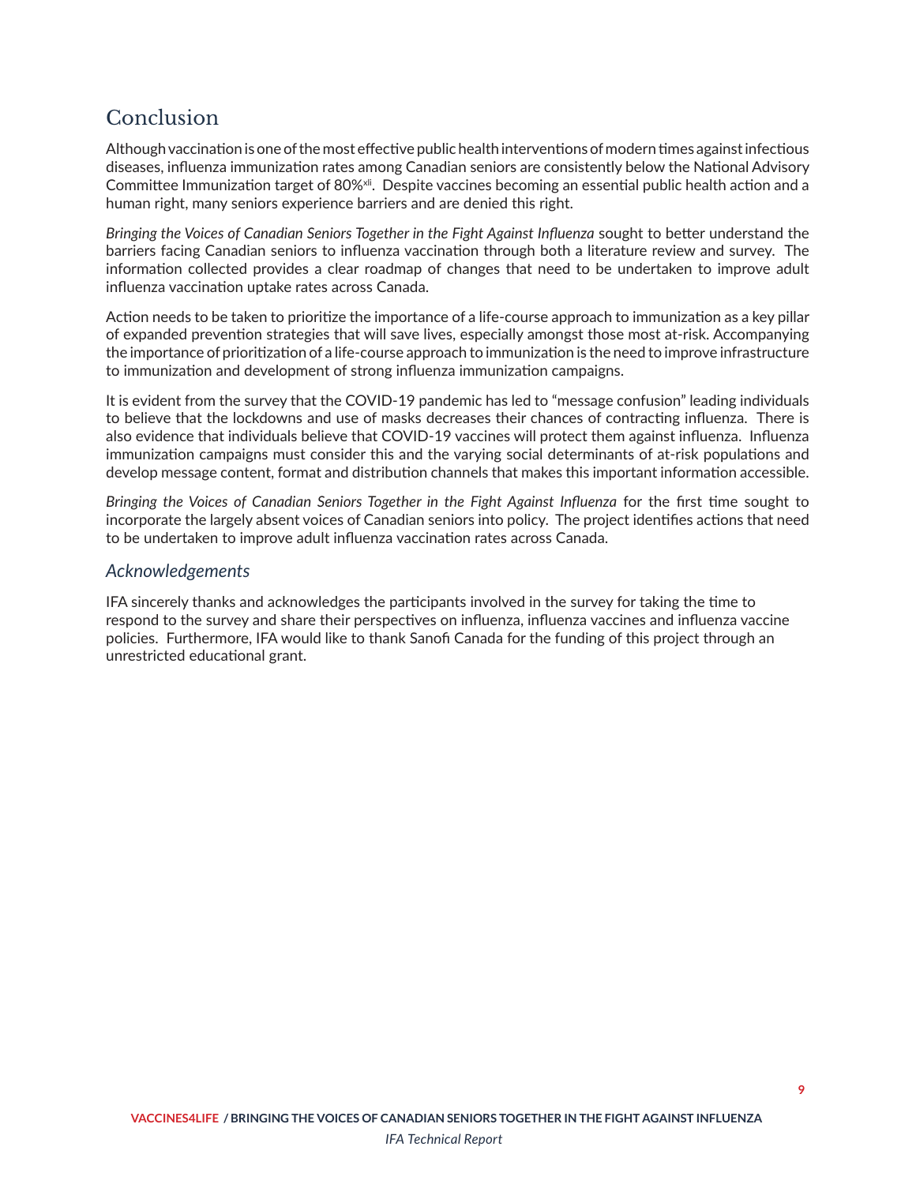## Conclusion

Although vaccination is one of the most effective public health interventions of modern times against infectious diseases, influenza immunization rates among Canadian seniors are consistently below the National Advisory Committee Immunization target of 80%[xli]. Despite vaccines becoming an essential public health action and a human right, many seniors experience barriers and are denied this right.

*Bringing the Voices of Canadian Seniors Together in the Fight Against Influenza* sought to better understand the barriers facing Canadian seniors to influenza vaccination through both a literature review and survey. The information collected provides a clear roadmap of changes that need to be undertaken to improve adult influenza vaccination uptake rates across Canada.

Action needs to be taken to prioritize the importance of a life-course approach to immunization as a key pillar of expanded prevention strategies that will save lives, especially amongst those most at-risk. Accompanying the importance of prioritization of a life-course approach to immunization is the need to improve infrastructure to immunization and development of strong influenza immunization campaigns.

It is evident from the survey that the COVID-19 pandemic has led to "message confusion" leading individuals to believe that the lockdowns and use of masks decreases their chances of contracting influenza. There is also evidence that individuals believe that COVID-19 vaccines will protect them against influenza. Influenza immunization campaigns must consider this and the varying social determinants of at-risk populations and develop message content, format and distribution channels that makes this important information accessible.

*Bringing the Voices of Canadian Seniors Together in the Fight Against Influenza* for the first time sought to incorporate the largely absent voices of Canadian seniors into policy. The project identifies actions that need to be undertaken to improve adult influenza vaccination rates across Canada.

### *Acknowledgements*

IFA sincerely thanks and acknowledges the participants involved in the survey for taking the time to respond to the survey and share their perspectives on influenza, influenza vaccines and influenza vaccine policies. Furthermore, IFA would like to thank Sanofi Canada for the funding of this project through an unrestricted educational grant.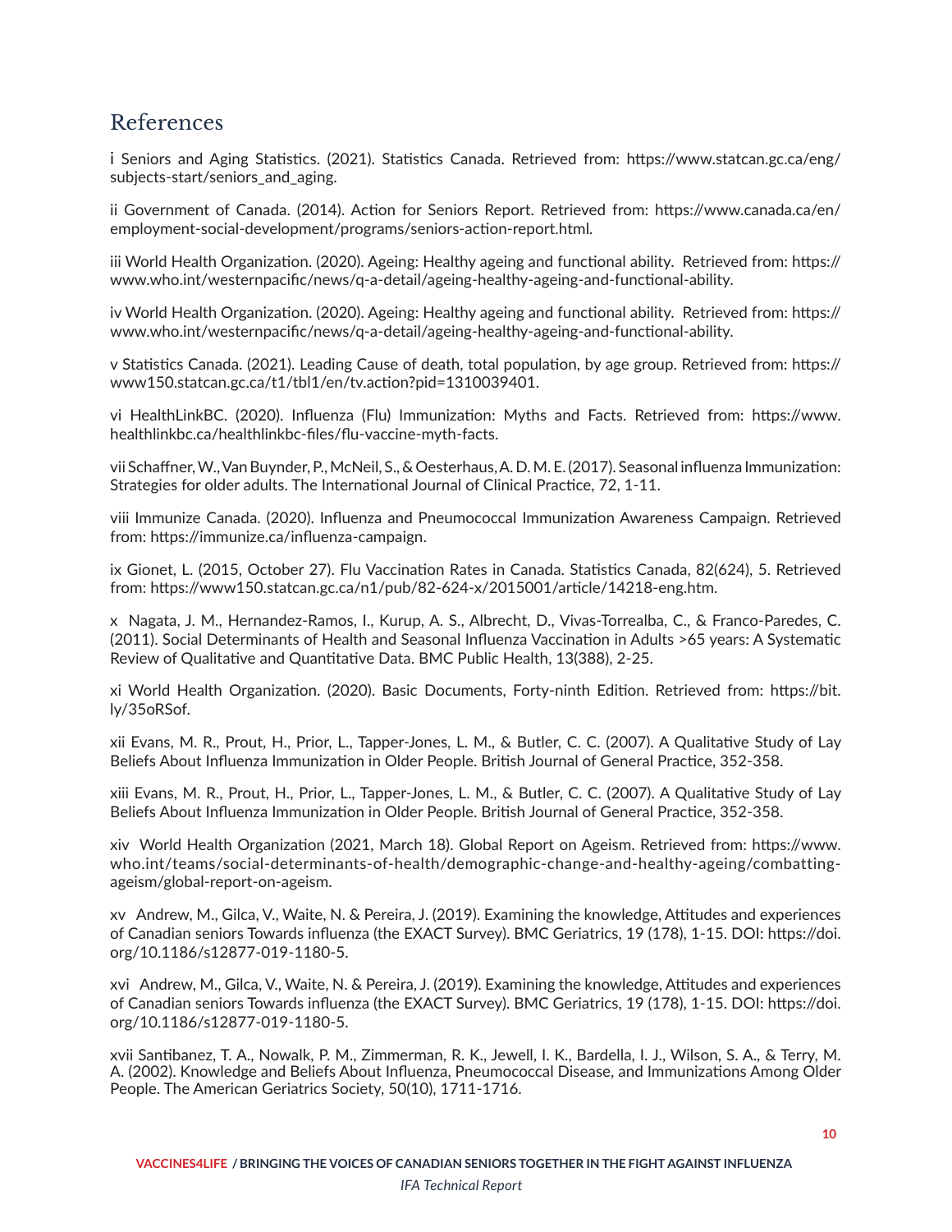## References

i Seniors and Aging Statistics. (2021). Statistics Canada. Retrieved from: https://www.statcan.gc.ca/eng/subjects-start/seniors_and_aging.

ii Government of Canada. (2014). Action for Seniors Report. Retrieved from: https://www.canada.ca/en/employment-social-development/programs/seniors-action-report.html.

iii World Health Organization. (2020). Ageing: Healthy ageing and functional ability. Retrieved from: https://www.who.int/westernpacific/news/q-a-detail/ageing-healthy-ageing-and-functional-ability.

iv World Health Organization. (2020). Ageing: Healthy ageing and functional ability. Retrieved from: https://www.who.int/westernpacific/news/q-a-detail/ageing-healthy-ageing-and-functional-ability.

v Statistics Canada. (2021). Leading Cause of death, total population, by age group. Retrieved from: https://www150.statcan.gc.ca/t1/tbl1/en/tv.action?pid=1310039401.

vi HealthLinkBC. (2020). Influenza (Flu) Immunization: Myths and Facts. Retrieved from: https://www.healthlinkbc.ca/healthlinkbc-files/flu-vaccine-myth-facts.

vii Schaffner, W., Van Buynder, P., McNeil, S., & Oesterhaus, A. D. M. E. (2017). Seasonal influenza Immunization: Strategies for older adults. The International Journal of Clinical Practice, 72, 1-11.

viii Immunize Canada. (2020). Influenza and Pneumococcal Immunization Awareness Campaign. Retrieved from: https://immunize.ca/influenza-campaign.

ix Gionet, L. (2015, October 27). Flu Vaccination Rates in Canada. Statistics Canada, 82(624), 5. Retrieved from: https://www150.statcan.gc.ca/n1/pub/82-624-x/2015001/article/14218-eng.htm.

x Nagata, J. M., Hernandez-Ramos, I., Kurup, A. S., Albrecht, D., Vivas-Torrealba, C., & Franco-Paredes, C. (2011). Social Determinants of Health and Seasonal Influenza Vaccination in Adults >65 years: A Systematic Review of Qualitative and Quantitative Data. BMC Public Health, 13(388), 2-25.

xi World Health Organization. (2020). Basic Documents, Forty-ninth Edition. Retrieved from: https://bit.ly/35oRSof.

xii Evans, M. R., Prout, H., Prior, L., Tapper-Jones, L. M., & Butler, C. C. (2007). A Qualitative Study of Lay Beliefs About Influenza Immunization in Older People. British Journal of General Practice, 352-358.

xiii Evans, M. R., Prout, H., Prior, L., Tapper-Jones, L. M., & Butler, C. C. (2007). A Qualitative Study of Lay Beliefs About Influenza Immunization in Older People. British Journal of General Practice, 352-358.

xiv World Health Organization (2021, March 18). Global Report on Ageism. Retrieved from: https://www.who.int/teams/social-determinants-of-health/demographic-change-and-healthy-ageing/combatting-ageism/global-report-on-ageism.

xv Andrew, M., Gilca, V., Waite, N. & Pereira, J. (2019). Examining the knowledge, Attitudes and experiences of Canadian seniors Towards influenza (the EXACT Survey). BMC Geriatrics, 19 (178), 1-15. DOI: https://doi.org/10.1186/s12877-019-1180-5.

xvi Andrew, M., Gilca, V., Waite, N. & Pereira, J. (2019). Examining the knowledge, Attitudes and experiences of Canadian seniors Towards influenza (the EXACT Survey). BMC Geriatrics, 19 (178), 1-15. DOI: https://doi.org/10.1186/s12877-019-1180-5.

xvii Santibanez, T. A., Nowalk, P. M., Zimmerman, R. K., Jewell, I. K., Bardella, I. J., Wilson, S. A., & Terry, M. A. (2002). Knowledge and Beliefs About Influenza, Pneumococcal Disease, and Immunizations Among Older People. The American Geriatrics Society, 50(10), 1711-1716.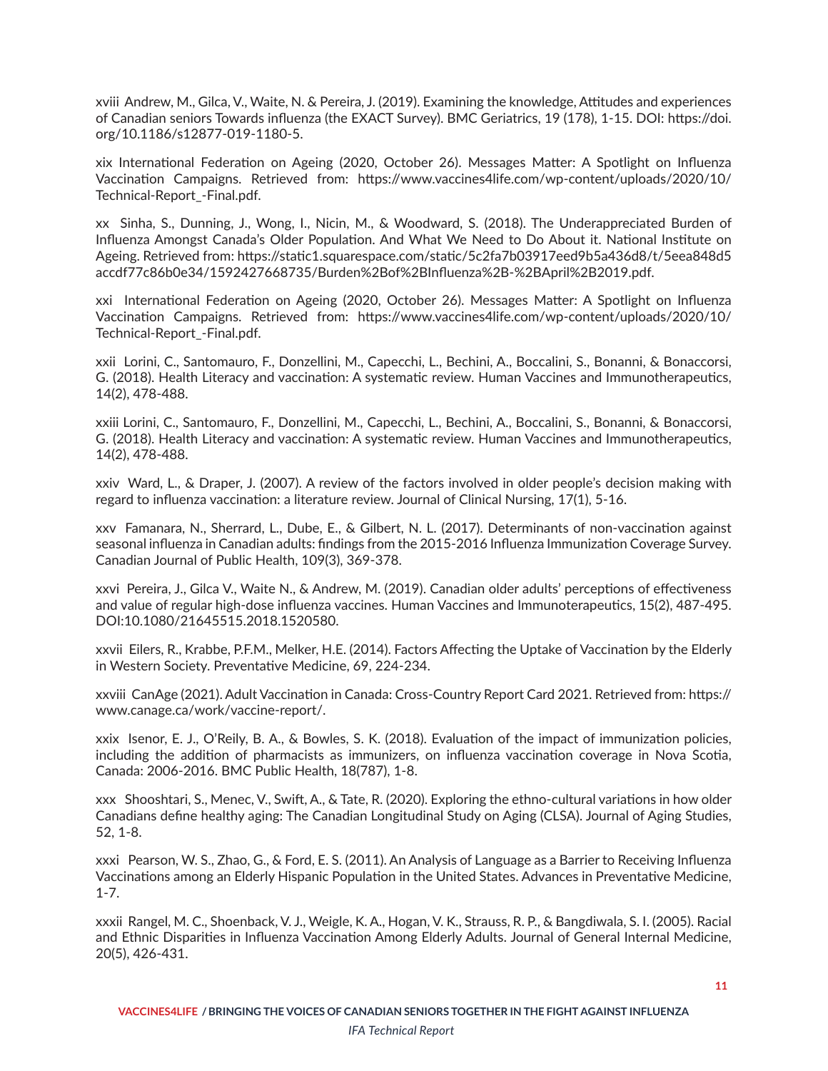xviii Andrew, M., Gilca, V., Waite, N. & Pereira, J. (2019). Examining the knowledge, Attitudes and experiences of Canadian seniors Towards influenza (the EXACT Survey). BMC Geriatrics, 19 (178), 1-15. DOI: https://doi.org/10.1186/s12877-019-1180-5.

xix International Federation on Ageing (2020, October 26). Messages Matter: A Spotlight on Influenza Vaccination Campaigns. Retrieved from: https://www.vaccines4life.com/wp-content/uploads/2020/10/Technical-Report_-Final.pdf.

xx Sinha, S., Dunning, J., Wong, I., Nicin, M., & Woodward, S. (2018). The Underappreciated Burden of Influenza Amongst Canada's Older Population. And What We Need to Do About it. National Institute on Ageing. Retrieved from: https://static1.squarespace.com/static/5c2fa7b03917eed9b5a436d8/t/5eea848d5accdf77c86b0e34/1592427668735/Burden%2Bof%2BInfluenza%2B-%2BApril%2B2019.pdf.

xxi International Federation on Ageing (2020, October 26). Messages Matter: A Spotlight on Influenza Vaccination Campaigns. Retrieved from: https://www.vaccines4life.com/wp-content/uploads/2020/10/Technical-Report_-Final.pdf.

xxii Lorini, C., Santomauro, F., Donzellini, M., Capecchi, L., Bechini, A., Boccalini, S., Bonanni, & Bonaccorsi, G. (2018). Health Literacy and vaccination: A systematic review. Human Vaccines and Immunotherapeutics, 14(2), 478-488.

xxiii Lorini, C., Santomauro, F., Donzellini, M., Capecchi, L., Bechini, A., Boccalini, S., Bonanni, & Bonaccorsi, G. (2018). Health Literacy and vaccination: A systematic review. Human Vaccines and Immunotherapeutics, 14(2), 478-488.

xxiv Ward, L., & Draper, J. (2007). A review of the factors involved in older people's decision making with regard to influenza vaccination: a literature review. Journal of Clinical Nursing, 17(1), 5-16.

xxv Famanara, N., Sherrard, L., Dube, E., & Gilbert, N. L. (2017). Determinants of non-vaccination against seasonal influenza in Canadian adults: findings from the 2015-2016 Influenza Immunization Coverage Survey. Canadian Journal of Public Health, 109(3), 369-378.

xxvi Pereira, J., Gilca V., Waite N., & Andrew, M. (2019). Canadian older adults' perceptions of effectiveness and value of regular high-dose influenza vaccines. Human Vaccines and Immunoterapeutics, 15(2), 487-495. DOI:10.1080/21645515.2018.1520580.

xxvii Eilers, R., Krabbe, P.F.M., Melker, H.E. (2014). Factors Affecting the Uptake of Vaccination by the Elderly in Western Society. Preventative Medicine, 69, 224-234.

xxviii CanAge (2021). Adult Vaccination in Canada: Cross-Country Report Card 2021. Retrieved from: https://www.canage.ca/work/vaccine-report/.

xxix Isenor, E. J., O'Reily, B. A., & Bowles, S. K. (2018). Evaluation of the impact of immunization policies, including the addition of pharmacists as immunizers, on influenza vaccination coverage in Nova Scotia, Canada: 2006-2016. BMC Public Health, 18(787), 1-8.

xxx Shooshtari, S., Menec, V., Swift, A., & Tate, R. (2020). Exploring the ethno-cultural variations in how older Canadians define healthy aging: The Canadian Longitudinal Study on Aging (CLSA). Journal of Aging Studies, 52, 1-8.

xxxi Pearson, W. S., Zhao, G., & Ford, E. S. (2011). An Analysis of Language as a Barrier to Receiving Influenza Vaccinations among an Elderly Hispanic Population in the United States. Advances in Preventative Medicine, 1-7.

xxxii Rangel, M. C., Shoenback, V. J., Weigle, K. A., Hogan, V. K., Strauss, R. P., & Bangdiwala, S. I. (2005). Racial and Ethnic Disparities in Influenza Vaccination Among Elderly Adults. Journal of General Internal Medicine, 20(5), 426-431.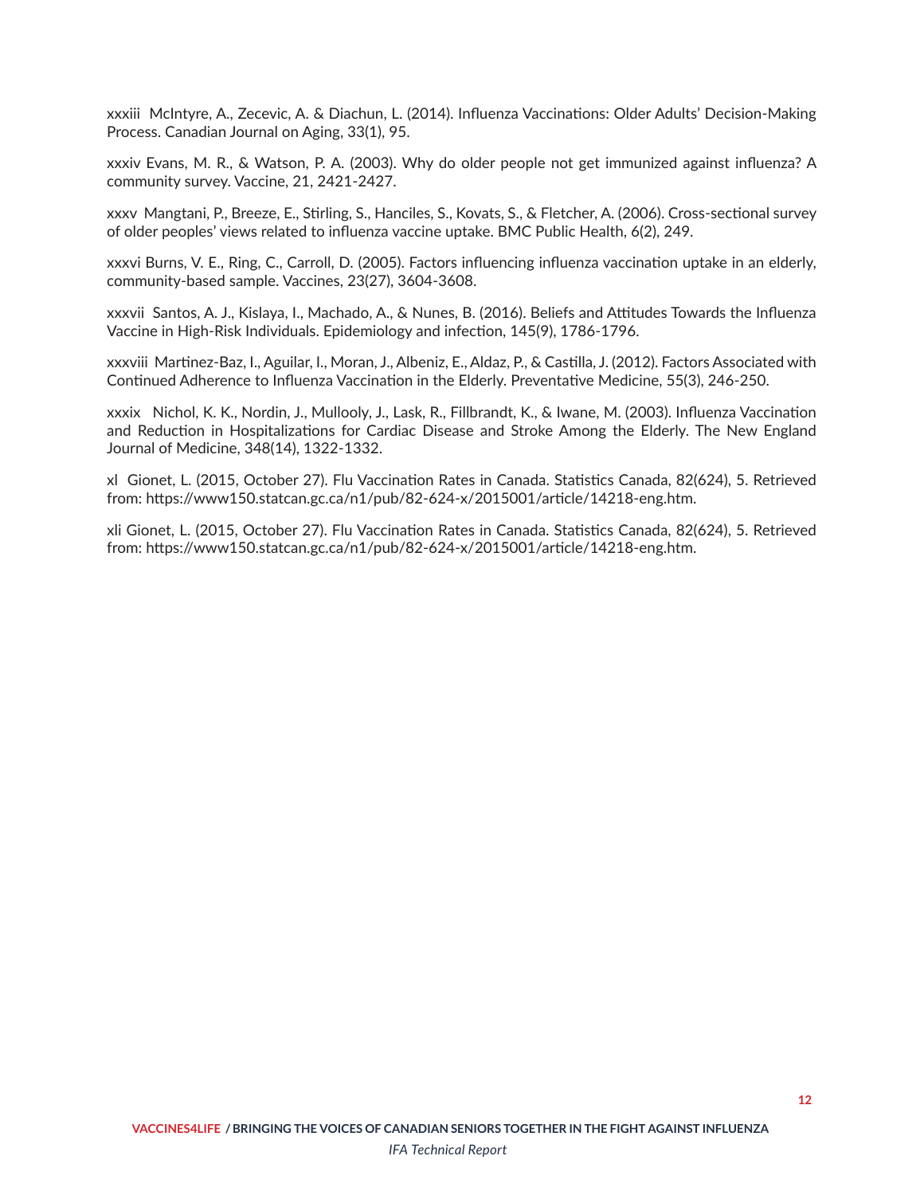xxxiii McIntyre, A., Zecevic, A. & Diachun, L. (2014). Influenza Vaccinations: Older Adults' Decision-Making Process. Canadian Journal on Aging, 33(1), 95.

xxxiv Evans, M. R., & Watson, P. A. (2003). Why do older people not get immunized against influenza? A community survey. Vaccine, 21, 2421-2427.

xxxv Mangtani, P., Breeze, E., Stirling, S., Hanciles, S., Kovats, S., & Fletcher, A. (2006). Cross-sectional survey of older peoples' views related to influenza vaccine uptake. BMC Public Health, 6(2), 249.

xxxvi Burns, V. E., Ring, C., Carroll, D. (2005). Factors influencing influenza vaccination uptake in an elderly, community-based sample. Vaccines, 23(27), 3604-3608.

xxxvii Santos, A. J., Kislaya, I., Machado, A., & Nunes, B. (2016). Beliefs and Attitudes Towards the Influenza Vaccine in High-Risk Individuals. Epidemiology and infection, 145(9), 1786-1796.

xxxviii Martinez-Baz, I., Aguilar, I., Moran, J., Albeniz, E., Aldaz, P., & Castilla, J. (2012). Factors Associated with Continued Adherence to Influenza Vaccination in the Elderly. Preventative Medicine, 55(3), 246-250.

xxxix Nichol, K. K., Nordin, J., Mullooly, J., Lask, R., Fillbrandt, K., & Iwane, M. (2003). Influenza Vaccination and Reduction in Hospitalizations for Cardiac Disease and Stroke Among the Elderly. The New England Journal of Medicine, 348(14), 1322-1332.

xl Gionet, L. (2015, October 27). Flu Vaccination Rates in Canada. Statistics Canada, 82(624), 5. Retrieved from: https://www150.statcan.gc.ca/n1/pub/82-624-x/2015001/article/14218-eng.htm.

xli Gionet, L. (2015, October 27). Flu Vaccination Rates in Canada. Statistics Canada, 82(624), 5. Retrieved from: https://www150.statcan.gc.ca/n1/pub/82-624-x/2015001/article/14218-eng.htm.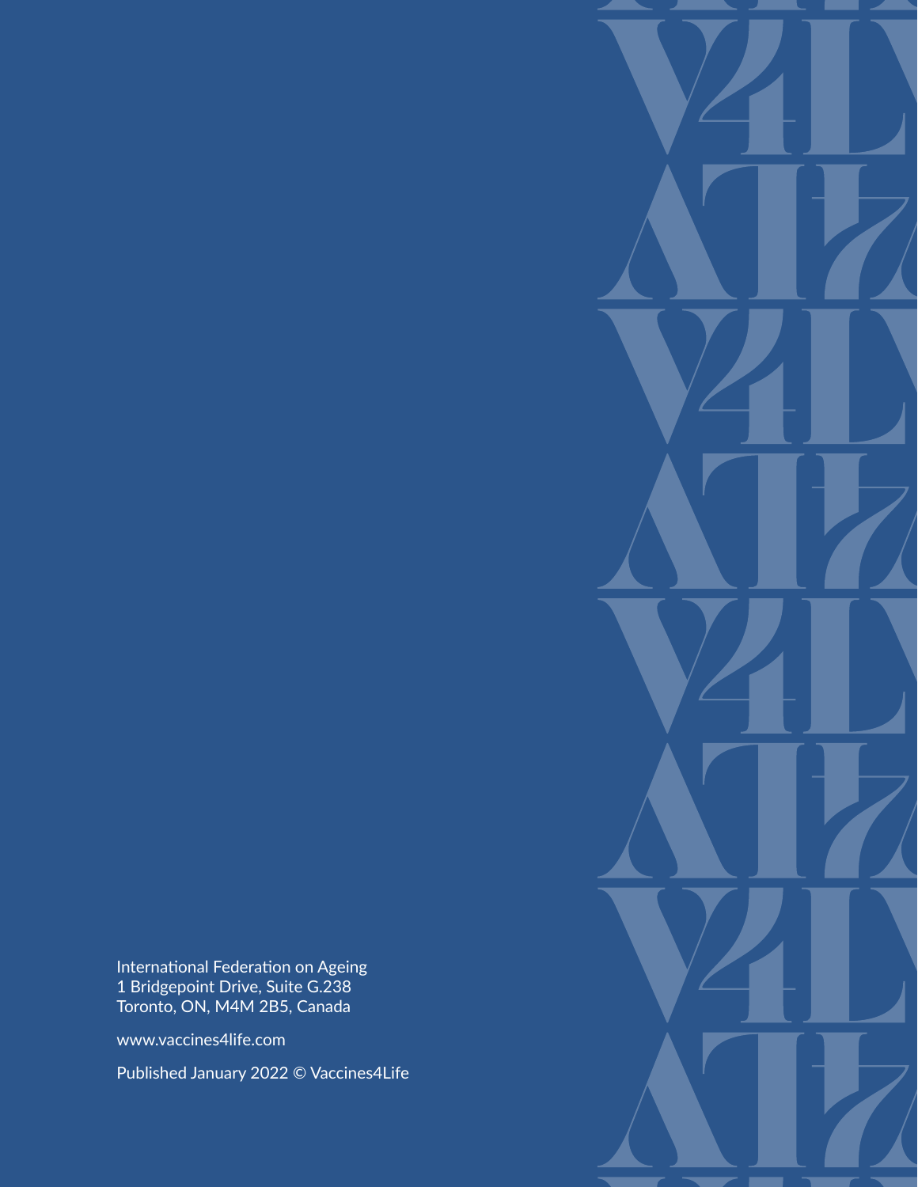International Federation on Ageing
1 Bridgepoint Drive, Suite G.238
Toronto, ON, M4M 2B5, Canada

www.vaccines4life.com

Published January 2022 © Vaccines4Life